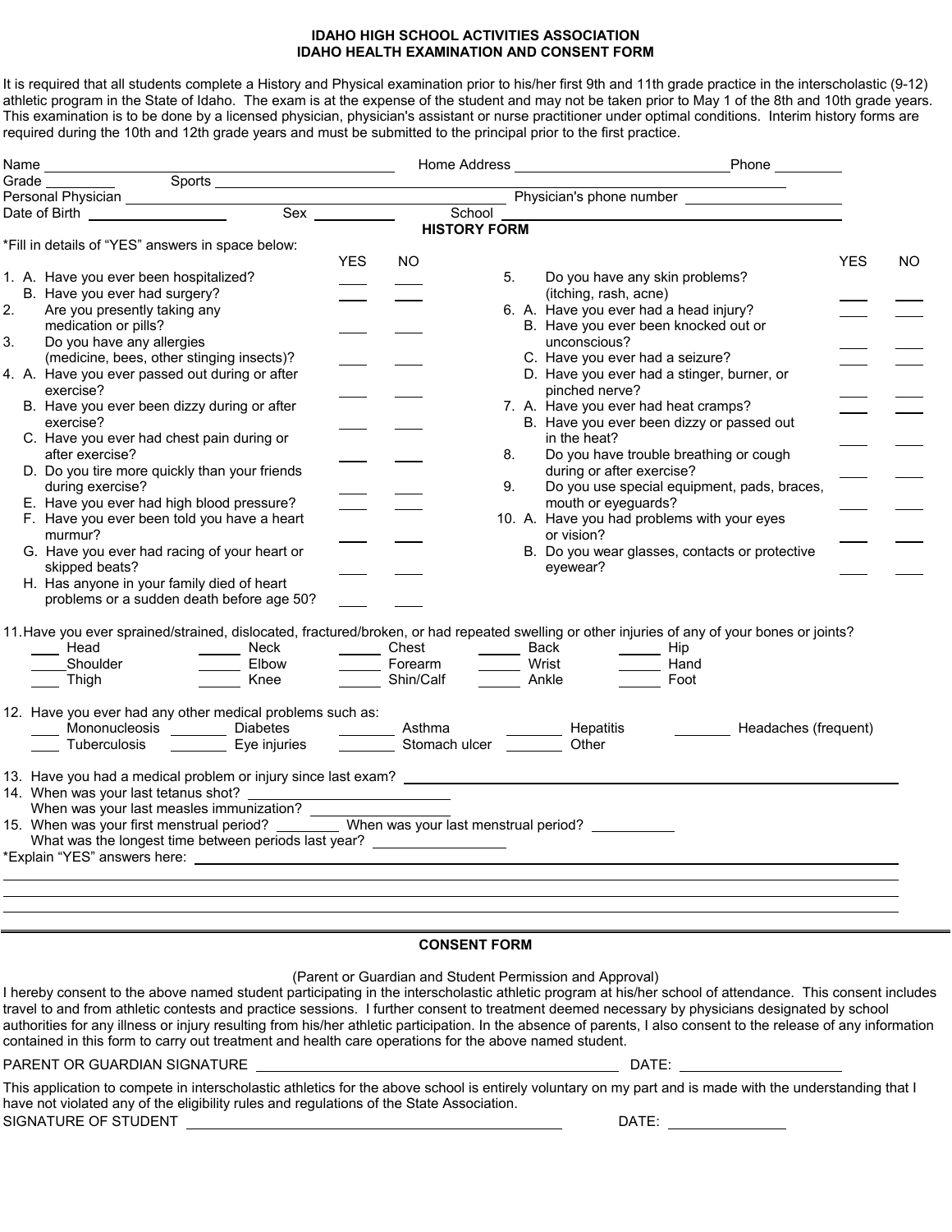# IDAHO HIGH SCHOOL ACTIVITIES ASSOCIATION
## IDAHO HEALTH EXAMINATION AND CONSENT FORM

It is required that all students complete a History and Physical examination prior to his/her first 9th and 11th grade practice in the interscholastic (9-12) athletic program in the State of Idaho. The exam is at the expense of the student and may not be taken prior to May 1 of the 8th and 10th grade years. This examination is to be done by a licensed physician, physician's assistant or nurse practitioner under optimal conditions. Interim history forms are required during the 10th and 12th grade years and must be submitted to the principal prior to the first practice.

Name ______________________ Home Address ______________________ Phone __________
Grade __________ Sports ______________________
Personal Physician ______________________ Physician's phone number __________
Date of Birth __________ Sex __________ School ______________________

### HISTORY FORM

*Fill in details of "YES" answers in space below:

| | YES | NO |
|---|---|---|
| 1. A. Have you ever been hospitalized? | ____ | ____ |
| B. Have you ever had surgery? | ____ | ____ |
| 2. Are you presently taking any medication or pills? | ____ | ____ |
| 3. Do you have any allergies (medicine, bees, other stinging insects)? | ____ | ____ |
| 4. A. Have you ever passed out during or after exercise? | ____ | ____ |
| B. Have you ever been dizzy during or after exercise? | ____ | ____ |
| C. Have you ever had chest pain during or after exercise? | ____ | ____ |
| D. Do you tire more quickly than your friends during exercise? | ____ | ____ |
| E. Have you ever had high blood pressure? | ____ | ____ |
| F. Have you ever been told you have a heart murmur? | ____ | ____ |
| G. Have you ever had racing of your heart or skipped beats? | ____ | ____ |
| H. Has anyone in your family died of heart problems or a sudden death before age 50? | ____ | ____ |
| 5. Do you have any skin problems? (itching, rash, acne) | ____ | ____ |
| 6. A. Have you ever had a head injury? | ____ | ____ |
| B. Have you ever been knocked out or unconscious? | ____ | ____ |
| C. Have you ever had a seizure? | ____ | ____ |
| D. Have you ever had a stinger, burner, or pinched nerve? | ____ | ____ |
| 7. A. Have you ever had heat cramps? | ____ | ____ |
| B. Have you ever been dizzy or passed out in the heat? | ____ | ____ |
| 8. Do you have trouble breathing or cough during or after exercise? | ____ | ____ |
| 9. Do you use special equipment, pads, braces, mouth or eyeguards? | ____ | ____ |
| 10. A. Have you had problems with your eyes or vision? | ____ | ____ |
| B. Do you wear glasses, contacts or protective eyewear? | ____ | ____ |

11. Have you ever sprained/strained, dislocated, fractured/broken, or had repeated swelling or other injuries of any of your bones or joints?

| | | | | |
|---|---|---|---|---|
| ____ Head | ____ Neck | ____ Chest | ____ Back | ____ Hip |
| ____ Shoulder | ____ Elbow | ____ Forearm | ____ Wrist | ____ Hand |
| ____ Thigh | ____ Knee | ____ Shin/Calf | ____ Ankle | ____ Foot |

12. Have you ever had any other medical problems such as:

| | | | | |
|---|---|---|---|---|
| ____ Mononucleosis | ____ Diabetes | ____ Asthma | ____ Hepatitis | ____ Headaches (frequent) |
| ____ Tuberculosis | ____ Eye injuries | ____ Stomach ulcer | ____ Other | |

13. Have you had a medical problem or injury since last exam? ______________________
14. When was your last tetanus shot? ______________________
    When was your last measles immunization? ______________________
15. When was your first menstrual period? __________ When was your last menstrual period? __________
    What was the longest time between periods last year? __________

*Explain "YES" answers here: ______________________

______________________

______________________

______________________

---

### CONSENT FORM

(Parent or Guardian and Student Permission and Approval)

I hereby consent to the above named student participating in the interscholastic athletic program at his/her school of attendance. This consent includes travel to and from athletic contests and practice sessions. I further consent to treatment deemed necessary by physicians designated by school authorities for any illness or injury resulting from his/her athletic participation. In the absence of parents, I also consent to the release of any information contained in this form to carry out treatment and health care operations for the above named student.

PARENT OR GUARDIAN SIGNATURE ______________________ DATE: __________

This application to compete in interscholastic athletics for the above school is entirely voluntary on my part and is made with the understanding that I have not violated any of the eligibility rules and regulations of the State Association.

SIGNATURE OF STUDENT ______________________ DATE: __________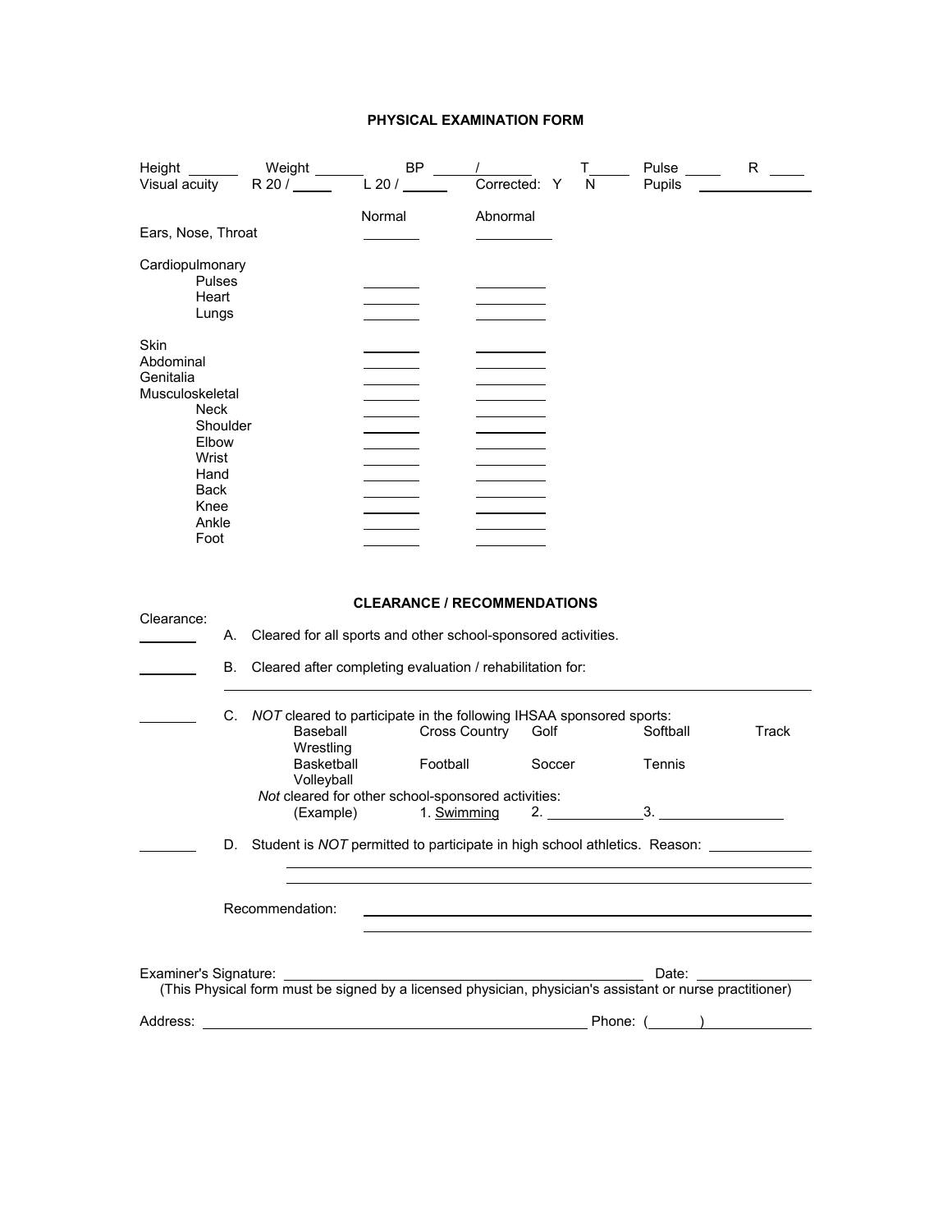# PHYSICAL EXAMINATION FORM

Height _______ Weight _______ BP _____/_______ T_____ Pulse _____ R _____

Visual acuity R 20 / _____ L 20 / _____ Corrected: Y N Pupils _______________

| | Normal | Abnormal |
|---|---|---|
| Ears, Nose, Throat | _______ | _______ |
| **Cardiopulmonary** | | |
| Pulses | _______ | _______ |
| Heart | _______ | _______ |
| Lungs | _______ | _______ |
| Skin | _______ | _______ |
| Abdominal | _______ | _______ |
| Genitalia | _______ | _______ |
| **Musculoskeletal** | _______ | _______ |
| Neck | _______ | _______ |
| Shoulder | _______ | _______ |
| Elbow | _______ | _______ |
| Wrist | _______ | _______ |
| Hand | _______ | _______ |
| Back | _______ | _______ |
| Knee | _______ | _______ |
| Ankle | _______ | _______ |
| Foot | _______ | _______ |

## CLEARANCE / RECOMMENDATIONS

Clearance:

_______ A. Cleared for all sports and other school-sponsored activities.

_______ B. Cleared after completing evaluation / rehabilitation for:

_______________________________________________________________

_______ C. *NOT* cleared to participate in the following IHSAA sponsored sports:

Baseball Cross Country Golf Softball Track Wrestling

Basketball Football Soccer Tennis Volleyball

*Not* cleared for other school-sponsored activities:

(Example) 1. Swimming 2. ____________ 3. ____________

_______ D. Student is *NOT* permitted to participate in high school athletics. Reason: ____________

_______________________________________________________________

_______________________________________________________________

Recommendation: _______________________________________________

_______________________________________________________________

Examiner's Signature: _______________________________________ Date: ____________

(This Physical form must be signed by a licensed physician, physician's assistant or nurse practitioner)

Address: _______________________________________ Phone: (______) ____________